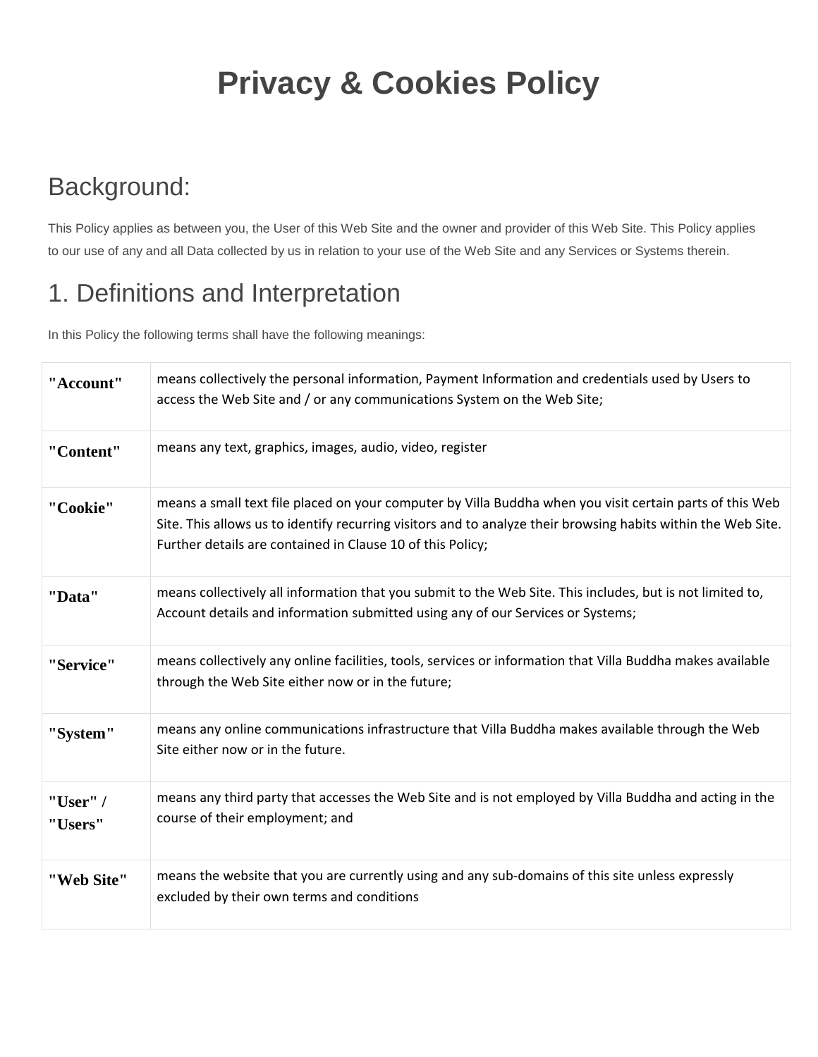# Privacy & Cookies Policy

## Background:

This Policy applies as between you, the User of this Web Site and the owner and provider of this Web Site. This Policy applies to our use of any and all Data collected by us in relation to your use of the Web Site and any Services or Systems therein.

## 1. Definitions and Interpretation

In this Policy the following terms shall have the following meanings:

| | |
|---|---|
| **"Account"** | means collectively the personal information, Payment Information and credentials used by Users to access the Web Site and / or any communications System on the Web Site; |
| **"Content"** | means any text, graphics, images, audio, video, register |
| **"Cookie"** | means a small text file placed on your computer by Villa Buddha when you visit certain parts of this Web Site. This allows us to identify recurring visitors and to analyze their browsing habits within the Web Site. Further details are contained in Clause 10 of this Policy; |
| **"Data"** | means collectively all information that you submit to the Web Site. This includes, but is not limited to, Account details and information submitted using any of our Services or Systems; |
| **"Service"** | means collectively any online facilities, tools, services or information that Villa Buddha makes available through the Web Site either now or in the future; |
| **"System"** | means any online communications infrastructure that Villa Buddha makes available through the Web Site either now or in the future. |
| **"User" / "Users"** | means any third party that accesses the Web Site and is not employed by Villa Buddha and acting in the course of their employment; and |
| **"Web Site"** | means the website that you are currently using and any sub-domains of this site unless expressly excluded by their own terms and conditions |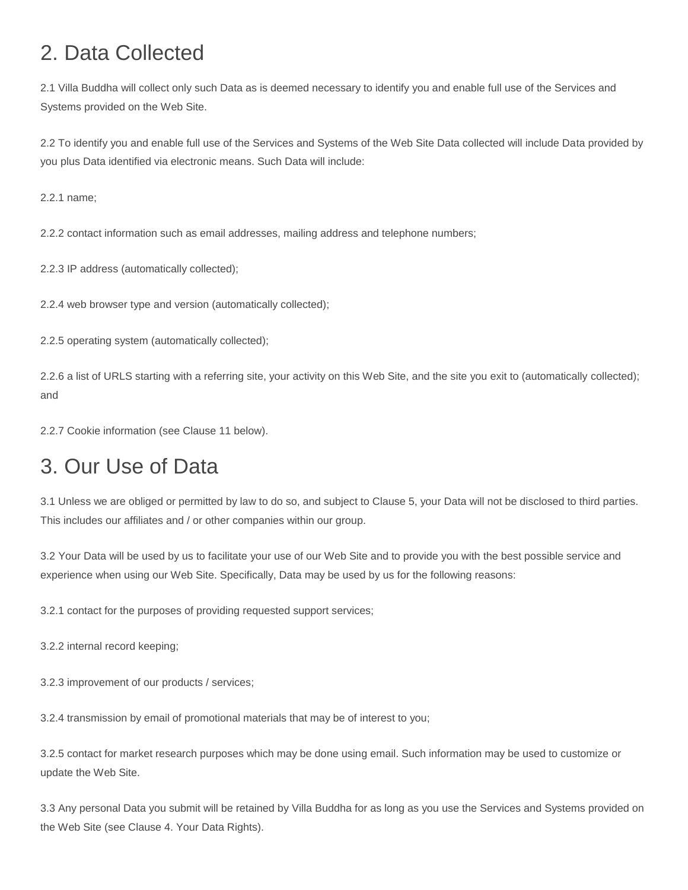## 2. Data Collected

2.1 Villa Buddha will collect only such Data as is deemed necessary to identify you and enable full use of the Services and Systems provided on the Web Site.

2.2 To identify you and enable full use of the Services and Systems of the Web Site Data collected will include Data provided by you plus Data identified via electronic means. Such Data will include:

2.2.1 name;

2.2.2 contact information such as email addresses, mailing address and telephone numbers;

2.2.3 IP address (automatically collected);

2.2.4 web browser type and version (automatically collected);

2.2.5 operating system (automatically collected);

2.2.6 a list of URLS starting with a referring site, your activity on this Web Site, and the site you exit to (automatically collected); and

2.2.7 Cookie information (see Clause 11 below).

## 3. Our Use of Data

3.1 Unless we are obliged or permitted by law to do so, and subject to Clause 5, your Data will not be disclosed to third parties. This includes our affiliates and / or other companies within our group.

3.2 Your Data will be used by us to facilitate your use of our Web Site and to provide you with the best possible service and experience when using our Web Site. Specifically, Data may be used by us for the following reasons:

3.2.1 contact for the purposes of providing requested support services;

3.2.2 internal record keeping;

3.2.3 improvement of our products / services;

3.2.4 transmission by email of promotional materials that may be of interest to you;

3.2.5 contact for market research purposes which may be done using email. Such information may be used to customize or update the Web Site.

3.3 Any personal Data you submit will be retained by Villa Buddha for as long as you use the Services and Systems provided on the Web Site (see Clause 4. Your Data Rights).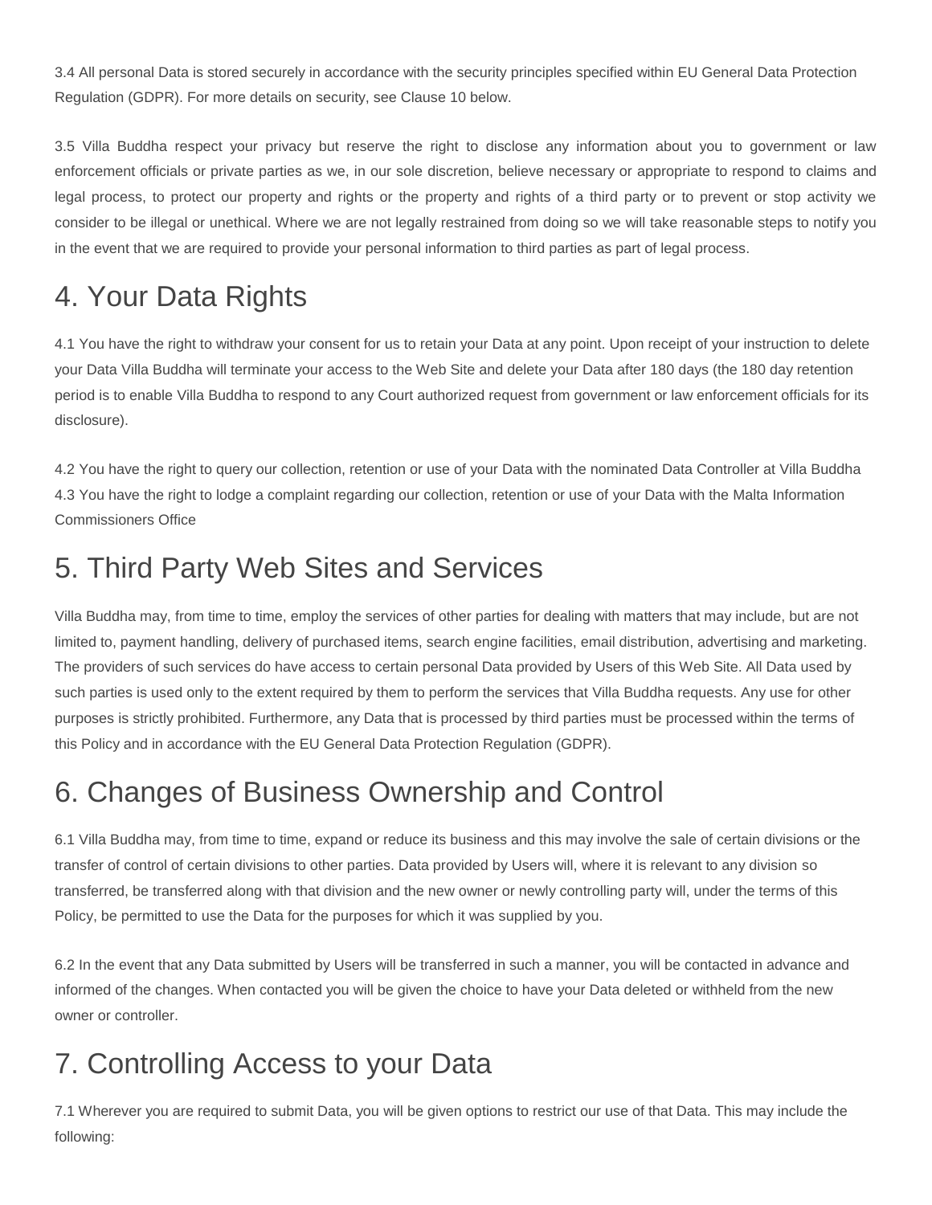3.4 All personal Data is stored securely in accordance with the security principles specified within EU General Data Protection Regulation (GDPR). For more details on security, see Clause 10 below.

3.5 Villa Buddha respect your privacy but reserve the right to disclose any information about you to government or law enforcement officials or private parties as we, in our sole discretion, believe necessary or appropriate to respond to claims and legal process, to protect our property and rights or the property and rights of a third party or to prevent or stop activity we consider to be illegal or unethical. Where we are not legally restrained from doing so we will take reasonable steps to notify you in the event that we are required to provide your personal information to third parties as part of legal process.

## 4. Your Data Rights

4.1 You have the right to withdraw your consent for us to retain your Data at any point. Upon receipt of your instruction to delete your Data Villa Buddha will terminate your access to the Web Site and delete your Data after 180 days (the 180 day retention period is to enable Villa Buddha to respond to any Court authorized request from government or law enforcement officials for its disclosure).

4.2 You have the right to query our collection, retention or use of your Data with the nominated Data Controller at Villa Buddha
4.3 You have the right to lodge a complaint regarding our collection, retention or use of your Data with the Malta Information Commissioners Office

## 5. Third Party Web Sites and Services

Villa Buddha may, from time to time, employ the services of other parties for dealing with matters that may include, but are not limited to, payment handling, delivery of purchased items, search engine facilities, email distribution, advertising and marketing. The providers of such services do have access to certain personal Data provided by Users of this Web Site. All Data used by such parties is used only to the extent required by them to perform the services that Villa Buddha requests. Any use for other purposes is strictly prohibited. Furthermore, any Data that is processed by third parties must be processed within the terms of this Policy and in accordance with the EU General Data Protection Regulation (GDPR).

## 6. Changes of Business Ownership and Control

6.1 Villa Buddha may, from time to time, expand or reduce its business and this may involve the sale of certain divisions or the transfer of control of certain divisions to other parties. Data provided by Users will, where it is relevant to any division so transferred, be transferred along with that division and the new owner or newly controlling party will, under the terms of this Policy, be permitted to use the Data for the purposes for which it was supplied by you.

6.2 In the event that any Data submitted by Users will be transferred in such a manner, you will be contacted in advance and informed of the changes. When contacted you will be given the choice to have your Data deleted or withheld from the new owner or controller.

## 7. Controlling Access to your Data

7.1 Wherever you are required to submit Data, you will be given options to restrict our use of that Data. This may include the following: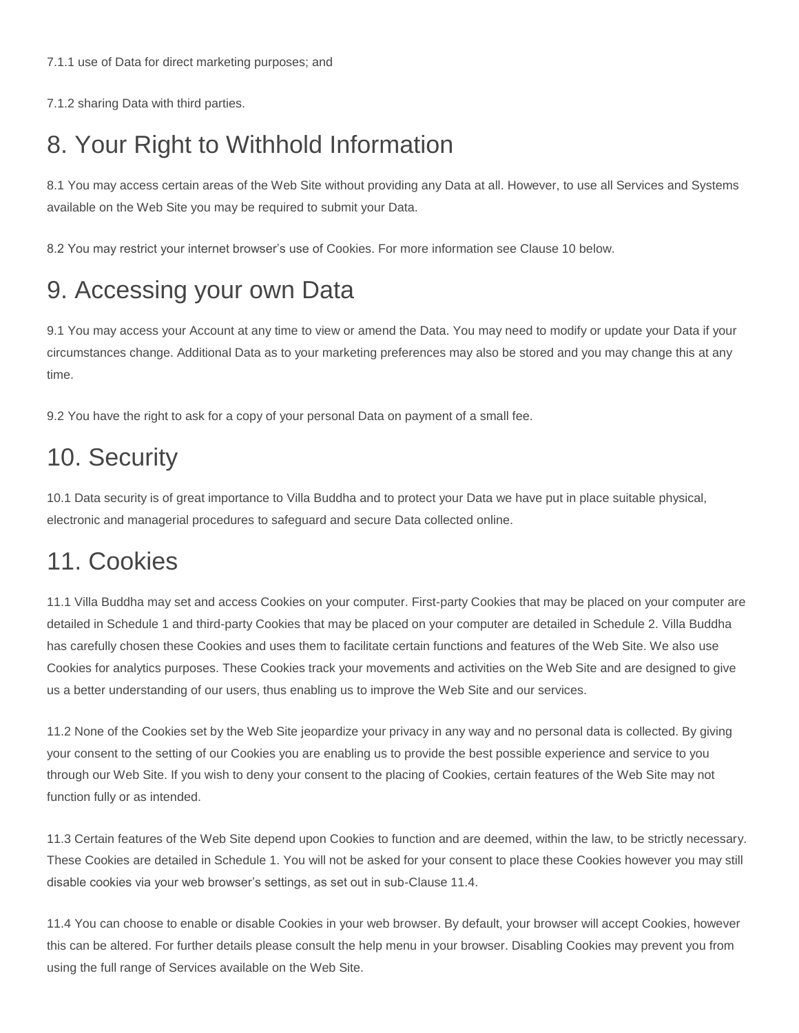7.1.1 use of Data for direct marketing purposes; and

7.1.2 sharing Data with third parties.

## 8. Your Right to Withhold Information

8.1 You may access certain areas of the Web Site without providing any Data at all. However, to use all Services and Systems available on the Web Site you may be required to submit your Data.

8.2 You may restrict your internet browser's use of Cookies. For more information see Clause 10 below.

## 9. Accessing your own Data

9.1 You may access your Account at any time to view or amend the Data. You may need to modify or update your Data if your circumstances change. Additional Data as to your marketing preferences may also be stored and you may change this at any time.

9.2 You have the right to ask for a copy of your personal Data on payment of a small fee.

## 10. Security

10.1 Data security is of great importance to Villa Buddha and to protect your Data we have put in place suitable physical, electronic and managerial procedures to safeguard and secure Data collected online.

## 11. Cookies

11.1 Villa Buddha may set and access Cookies on your computer. First-party Cookies that may be placed on your computer are detailed in Schedule 1 and third-party Cookies that may be placed on your computer are detailed in Schedule 2. Villa Buddha has carefully chosen these Cookies and uses them to facilitate certain functions and features of the Web Site. We also use Cookies for analytics purposes. These Cookies track your movements and activities on the Web Site and are designed to give us a better understanding of our users, thus enabling us to improve the Web Site and our services.

11.2 None of the Cookies set by the Web Site jeopardize your privacy in any way and no personal data is collected. By giving your consent to the setting of our Cookies you are enabling us to provide the best possible experience and service to you through our Web Site. If you wish to deny your consent to the placing of Cookies, certain features of the Web Site may not function fully or as intended.

11.3 Certain features of the Web Site depend upon Cookies to function and are deemed, within the law, to be strictly necessary. These Cookies are detailed in Schedule 1. You will not be asked for your consent to place these Cookies however you may still disable cookies via your web browser's settings, as set out in sub-Clause 11.4.

11.4 You can choose to enable or disable Cookies in your web browser. By default, your browser will accept Cookies, however this can be altered. For further details please consult the help menu in your browser. Disabling Cookies may prevent you from using the full range of Services available on the Web Site.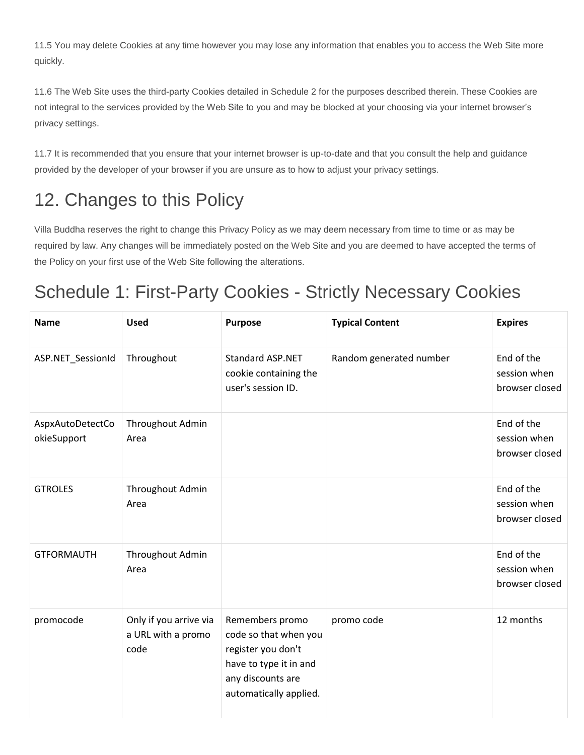11.5 You may delete Cookies at any time however you may lose any information that enables you to access the Web Site more quickly.

11.6 The Web Site uses the third-party Cookies detailed in Schedule 2 for the purposes described therein. These Cookies are not integral to the services provided by the Web Site to you and may be blocked at your choosing via your internet browser's privacy settings.

11.7 It is recommended that you ensure that your internet browser is up-to-date and that you consult the help and guidance provided by the developer of your browser if you are unsure as to how to adjust your privacy settings.

## 12. Changes to this Policy

Villa Buddha reserves the right to change this Privacy Policy as we may deem necessary from time to time or as may be required by law. Any changes will be immediately posted on the Web Site and you are deemed to have accepted the terms of the Policy on your first use of the Web Site following the alterations.

## Schedule 1: First-Party Cookies - Strictly Necessary Cookies

| Name | Used | Purpose | Typical Content | Expires |
|---|---|---|---|---|
| ASP.NET_SessionId | Throughout | Standard ASP.NET cookie containing the user's session ID. | Random generated number | End of the session when browser closed |
| AspxAutoDetectCookieSupport | Throughout Admin Area | | | End of the session when browser closed |
| GTROLES | Throughout Admin Area | | | End of the session when browser closed |
| GTFORMAUTH | Throughout Admin Area | | | End of the session when browser closed |
| promocode | Only if you arrive via a URL with a promo code | Remembers promo code so that when you register you don't have to type it in and any discounts are automatically applied. | promo code | 12 months |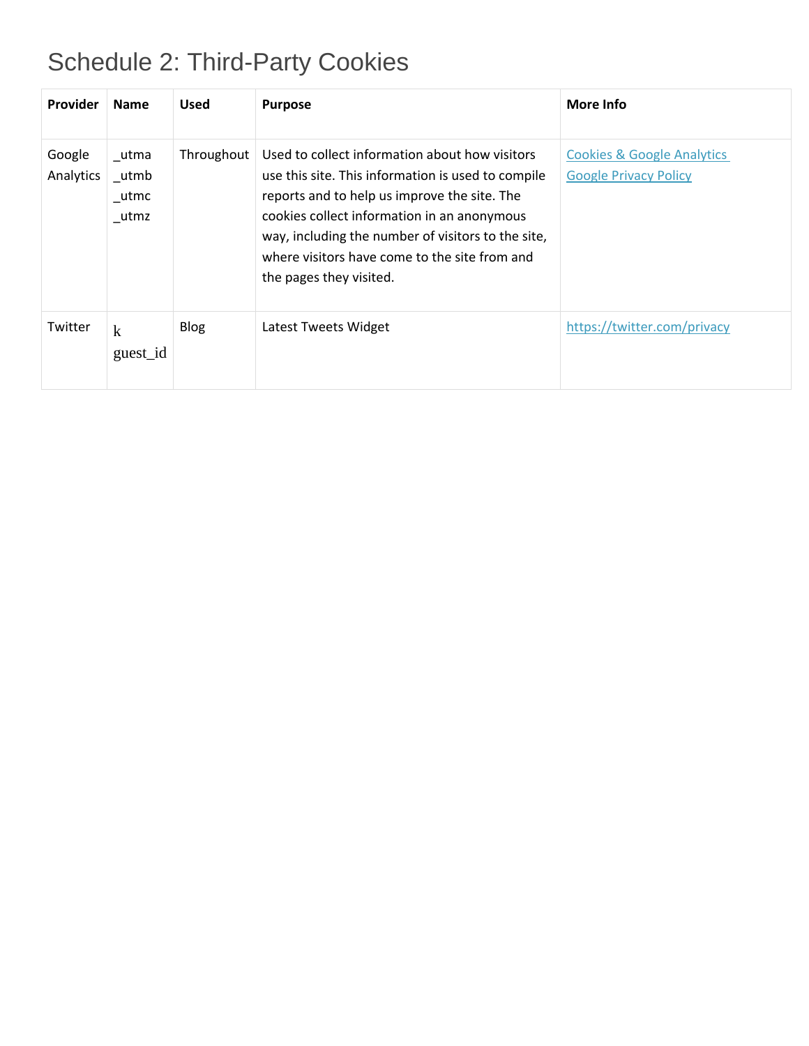# Schedule 2: Third-Party Cookies

| Provider | Name | Used | Purpose | More Info |
|---|---|---|---|---|
| Google Analytics | _utma<br>_utmb<br>_utmc<br>_utmz | Throughout | Used to collect information about how visitors use this site. This information is used to compile reports and to help us improve the site. The cookies collect information in an anonymous way, including the number of visitors to the site, where visitors have come to the site from and the pages they visited. | Cookies & Google Analytics<br>Google Privacy Policy |
| Twitter | k<br>guest_id | Blog | Latest Tweets Widget | https://twitter.com/privacy |